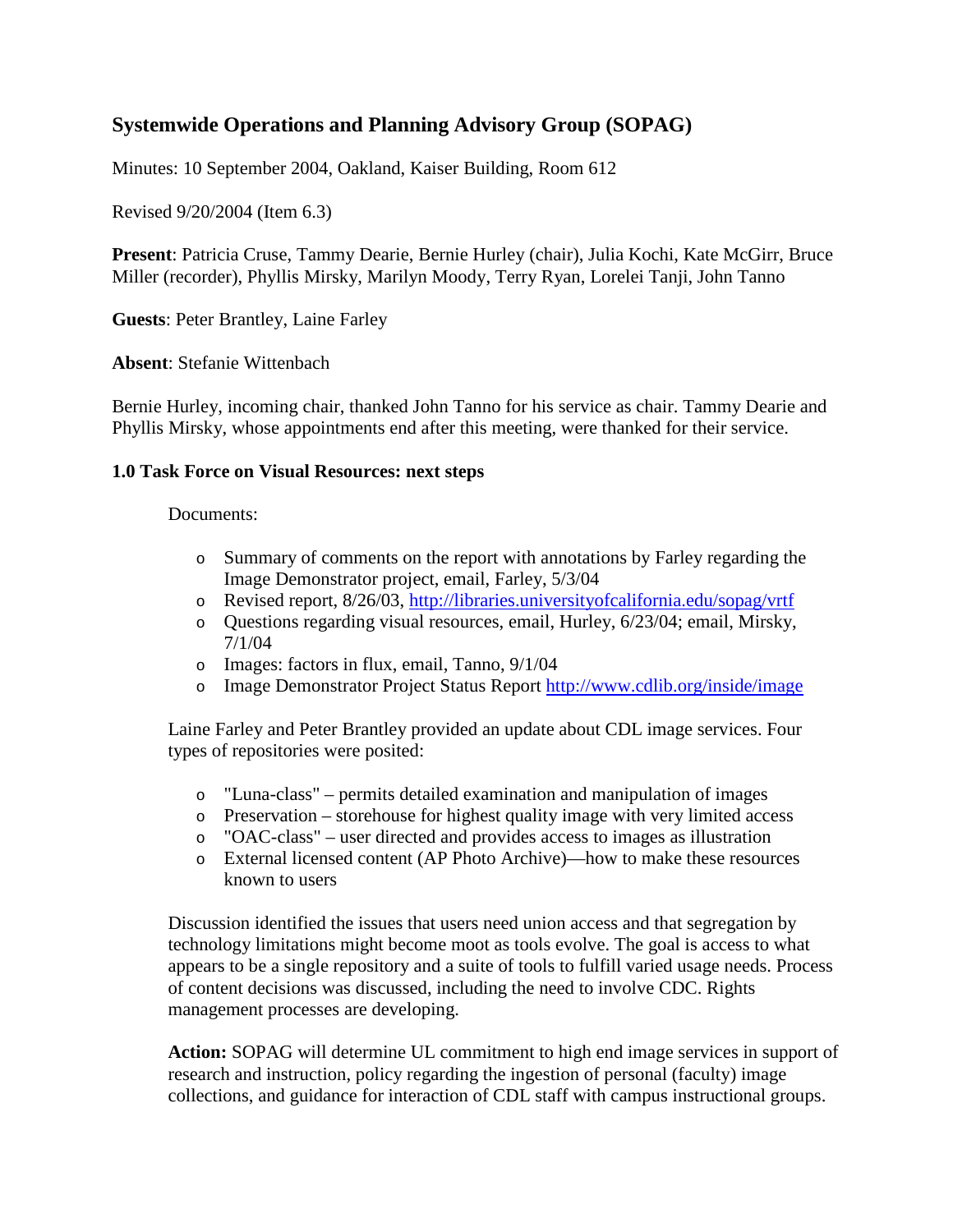# Systemwide Operations and Planning Advisory Group (SOPAG)

Minutes: 10 September 2004, Oakland, Kaiser Building, Room 612

Revised 9/20/2004 (Item 6.3)

**Present**: Patricia Cruse, Tammy Dearie, Bernie Hurley (chair), Julia Kochi, Kate McGirr, Bruce Miller (recorder), Phyllis Mirsky, Marilyn Moody, Terry Ryan, Lorelei Tanji, John Tanno

**Guests**: Peter Brantley, Laine Farley

**Absent**: Stefanie Wittenbach

Bernie Hurley, incoming chair, thanked John Tanno for his service as chair. Tammy Dearie and Phyllis Mirsky, whose appointments end after this meeting, were thanked for their service.

### 1.0 Task Force on Visual Resources: next steps

Documents:

- Summary of comments on the report with annotations by Farley regarding the Image Demonstrator project, email, Farley, 5/3/04
- Revised report, 8/26/03, http://libraries.universityofcalifornia.edu/sopag/vrtf
- Questions regarding visual resources, email, Hurley, 6/23/04; email, Mirsky, 7/1/04
- Images: factors in flux, email, Tanno, 9/1/04
- Image Demonstrator Project Status Report http://www.cdlib.org/inside/image

Laine Farley and Peter Brantley provided an update about CDL image services. Four types of repositories were posited:

- "Luna-class" – permits detailed examination and manipulation of images
- Preservation – storehouse for highest quality image with very limited access
- "OAC-class" – user directed and provides access to images as illustration
- External licensed content (AP Photo Archive)—how to make these resources known to users

Discussion identified the issues that users need union access and that segregation by technology limitations might become moot as tools evolve. The goal is access to what appears to be a single repository and a suite of tools to fulfill varied usage needs. Process of content decisions was discussed, including the need to involve CDC. Rights management processes are developing.

**Action:** SOPAG will determine UL commitment to high end image services in support of research and instruction, policy regarding the ingestion of personal (faculty) image collections, and guidance for interaction of CDL staff with campus instructional groups.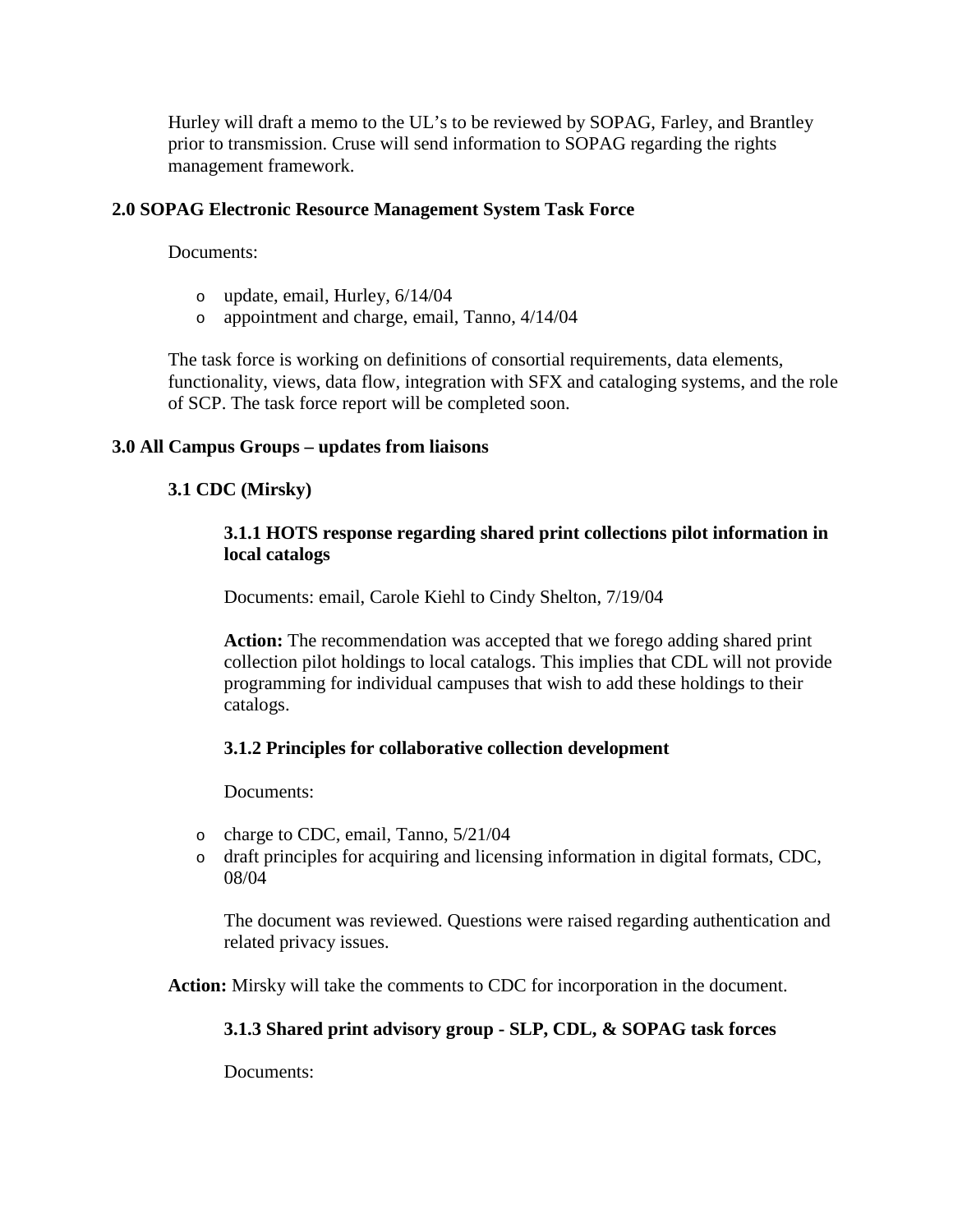Hurley will draft a memo to the UL's to be reviewed by SOPAG, Farley, and Brantley prior to transmission. Cruse will send information to SOPAG regarding the rights management framework.

## 2.0 SOPAG Electronic Resource Management System Task Force

Documents:

- update, email, Hurley, 6/14/04
- appointment and charge, email, Tanno, 4/14/04

The task force is working on definitions of consortial requirements, data elements, functionality, views, data flow, integration with SFX and cataloging systems, and the role of SCP. The task force report will be completed soon.

## 3.0 All Campus Groups – updates from liaisons

### 3.1 CDC (Mirsky)

#### 3.1.1 HOTS response regarding shared print collections pilot information in local catalogs

Documents: email, Carole Kiehl to Cindy Shelton, 7/19/04

**Action:** The recommendation was accepted that we forego adding shared print collection pilot holdings to local catalogs. This implies that CDL will not provide programming for individual campuses that wish to add these holdings to their catalogs.

#### 3.1.2 Principles for collaborative collection development

Documents:

- charge to CDC, email, Tanno, 5/21/04
- draft principles for acquiring and licensing information in digital formats, CDC, 08/04

The document was reviewed. Questions were raised regarding authentication and related privacy issues.

**Action:** Mirsky will take the comments to CDC for incorporation in the document.

#### 3.1.3 Shared print advisory group - SLP, CDL, & SOPAG task forces

Documents: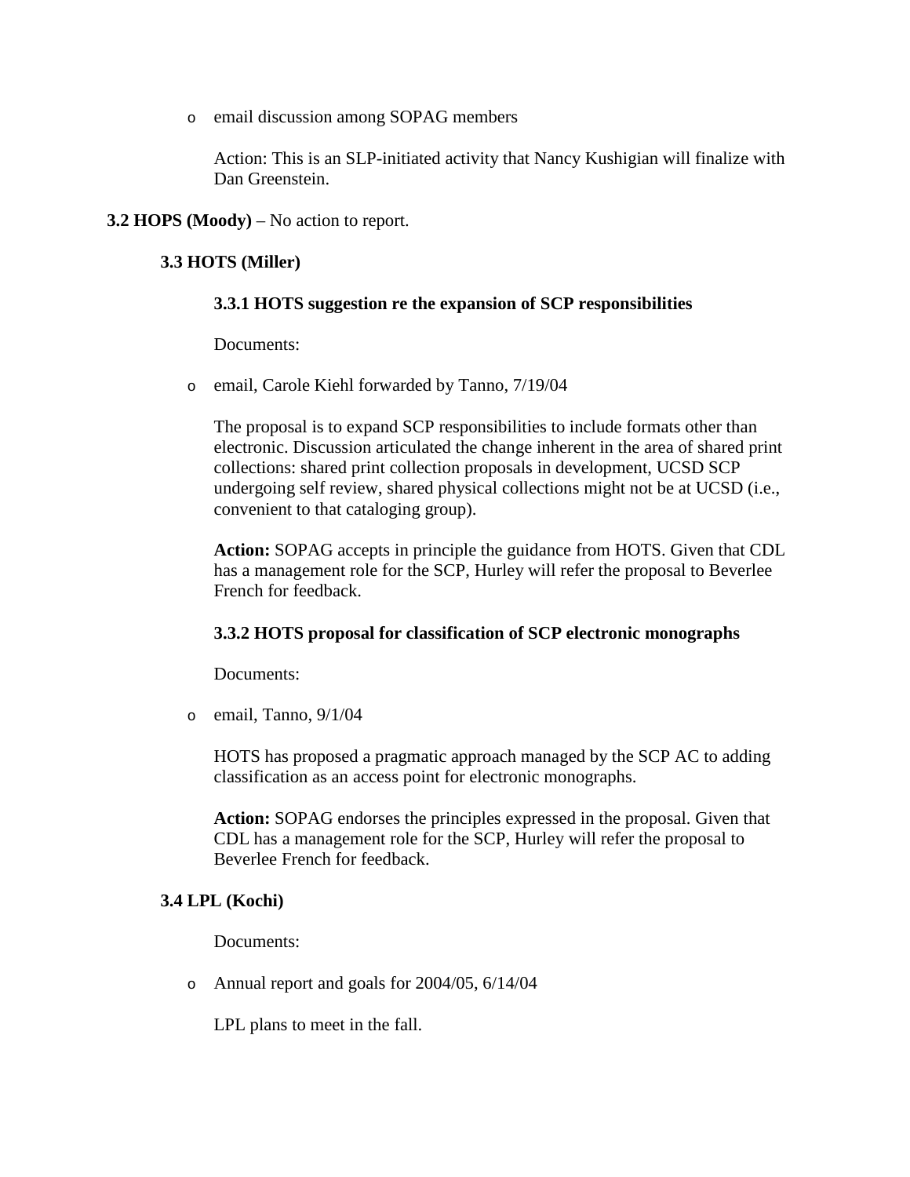- email discussion among SOPAG members

  Action: This is an SLP-initiated activity that Nancy Kushigian will finalize with Dan Greenstein.

**3.2 HOPS (Moody)** – No action to report.

### 3.3 HOTS (Miller)

#### 3.3.1 HOTS suggestion re the expansion of SCP responsibilities

Documents:

- email, Carole Kiehl forwarded by Tanno, 7/19/04

  The proposal is to expand SCP responsibilities to include formats other than electronic. Discussion articulated the change inherent in the area of shared print collections: shared print collection proposals in development, UCSD SCP undergoing self review, shared physical collections might not be at UCSD (i.e., convenient to that cataloging group).

  **Action:** SOPAG accepts in principle the guidance from HOTS. Given that CDL has a management role for the SCP, Hurley will refer the proposal to Beverlee French for feedback.

#### 3.3.2 HOTS proposal for classification of SCP electronic monographs

Documents:

- email, Tanno, 9/1/04

  HOTS has proposed a pragmatic approach managed by the SCP AC to adding classification as an access point for electronic monographs.

  **Action:** SOPAG endorses the principles expressed in the proposal. Given that CDL has a management role for the SCP, Hurley will refer the proposal to Beverlee French for feedback.

### 3.4 LPL (Kochi)

Documents:

- Annual report and goals for 2004/05, 6/14/04

  LPL plans to meet in the fall.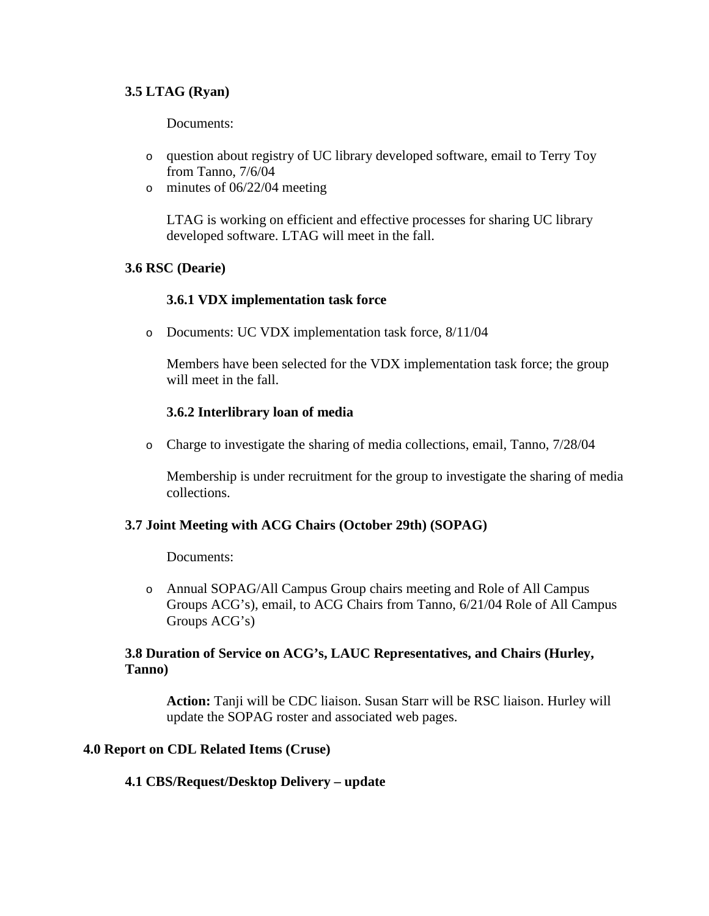**3.5 LTAG (Ryan)**

Documents:

- question about registry of UC library developed software, email to Terry Toy from Tanno, 7/6/04
- minutes of 06/22/04 meeting

LTAG is working on efficient and effective processes for sharing UC library developed software. LTAG will meet in the fall.

**3.6 RSC (Dearie)**

**3.6.1 VDX implementation task force**

- Documents: UC VDX implementation task force, 8/11/04

Members have been selected for the VDX implementation task force; the group will meet in the fall.

**3.6.2 Interlibrary loan of media**

- Charge to investigate the sharing of media collections, email, Tanno, 7/28/04

Membership is under recruitment for the group to investigate the sharing of media collections.

**3.7 Joint Meeting with ACG Chairs (October 29th) (SOPAG)**

Documents:

- Annual SOPAG/All Campus Group chairs meeting and Role of All Campus Groups ACG's), email, to ACG Chairs from Tanno, 6/21/04 Role of All Campus Groups ACG's)

**3.8 Duration of Service on ACG's, LAUC Representatives, and Chairs (Hurley, Tanno)**

**Action:** Tanji will be CDC liaison. Susan Starr will be RSC liaison. Hurley will update the SOPAG roster and associated web pages.

**4.0 Report on CDL Related Items (Cruse)**

**4.1 CBS/Request/Desktop Delivery – update**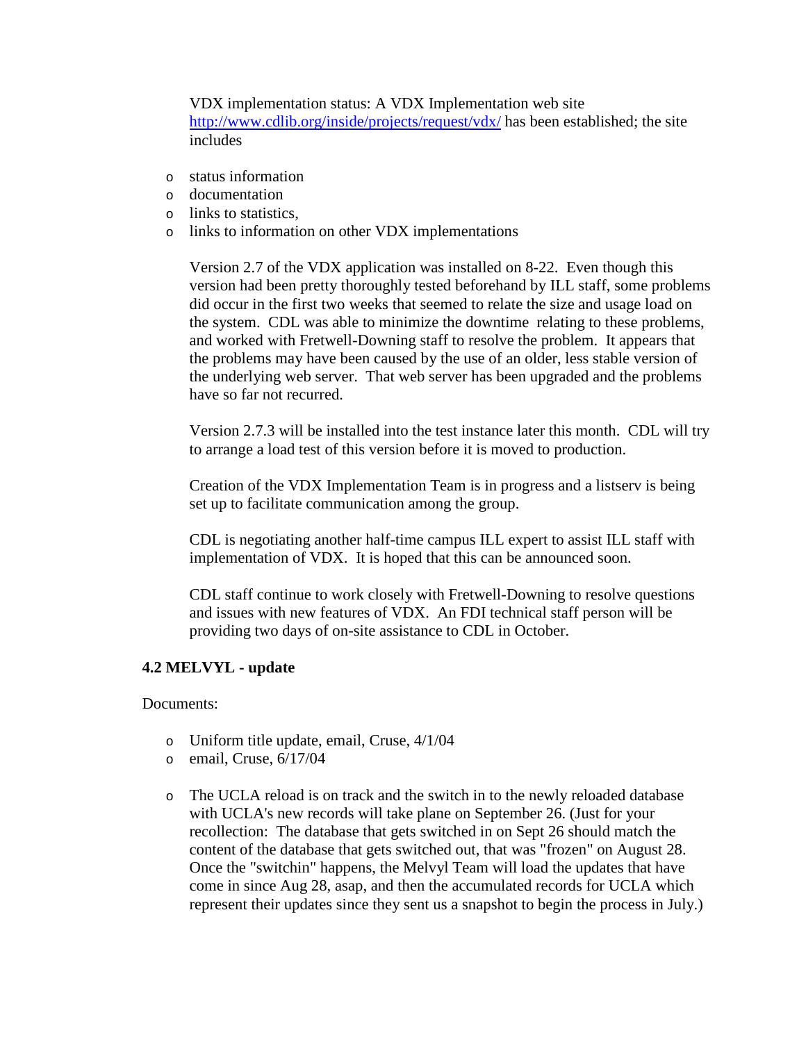VDX implementation status: A VDX Implementation web site http://www.cdlib.org/inside/projects/request/vdx/ has been established; the site includes

- status information
- documentation
- links to statistics,
- links to information on other VDX implementations

Version 2.7 of the VDX application was installed on 8-22. Even though this version had been pretty thoroughly tested beforehand by ILL staff, some problems did occur in the first two weeks that seemed to relate the size and usage load on the system. CDL was able to minimize the downtime relating to these problems, and worked with Fretwell-Downing staff to resolve the problem. It appears that the problems may have been caused by the use of an older, less stable version of the underlying web server. That web server has been upgraded and the problems have so far not recurred.

Version 2.7.3 will be installed into the test instance later this month. CDL will try to arrange a load test of this version before it is moved to production.

Creation of the VDX Implementation Team is in progress and a listserv is being set up to facilitate communication among the group.

CDL is negotiating another half-time campus ILL expert to assist ILL staff with implementation of VDX. It is hoped that this can be announced soon.

CDL staff continue to work closely with Fretwell-Downing to resolve questions and issues with new features of VDX. An FDI technical staff person will be providing two days of on-site assistance to CDL in October.

### 4.2 MELVYL - update

Documents:

- Uniform title update, email, Cruse, 4/1/04
- email, Cruse, 6/17/04

- The UCLA reload is on track and the switch in to the newly reloaded database with UCLA's new records will take plane on September 26. (Just for your recollection: The database that gets switched in on Sept 26 should match the content of the database that gets switched out, that was "frozen" on August 28. Once the "switchin" happens, the Melvyl Team will load the updates that have come in since Aug 28, asap, and then the accumulated records for UCLA which represent their updates since they sent us a snapshot to begin the process in July.)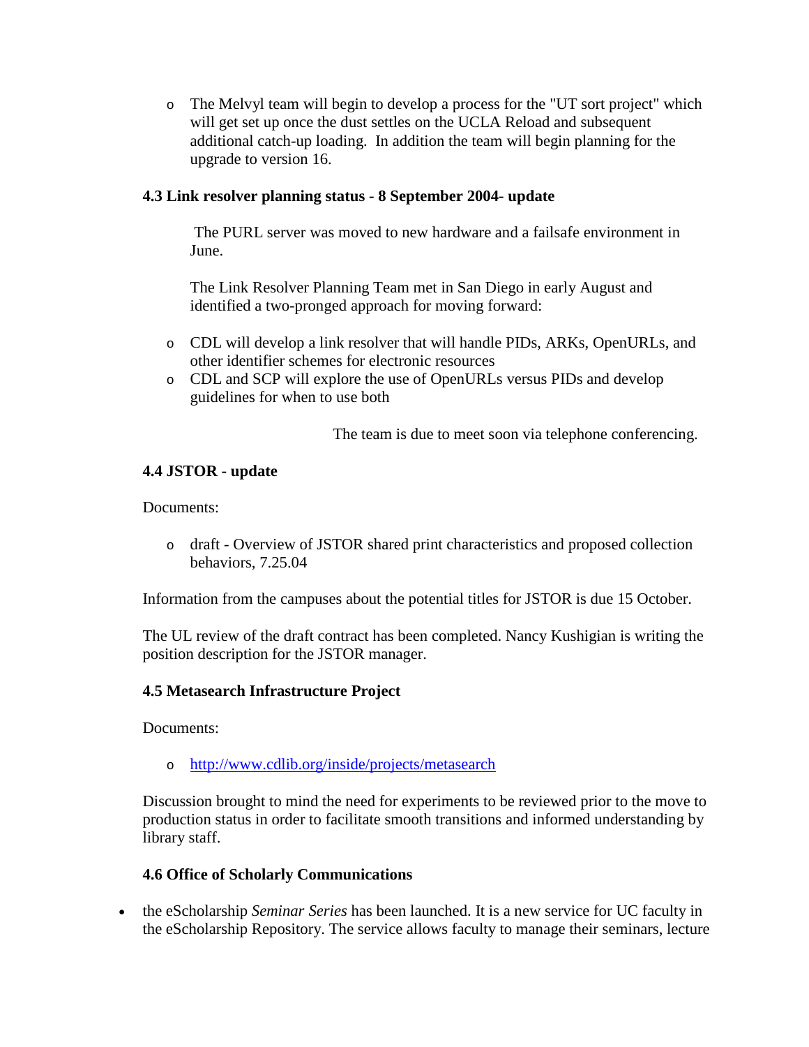- The Melvyl team will begin to develop a process for the "UT sort project" which will get set up once the dust settles on the UCLA Reload and subsequent additional catch-up loading. In addition the team will begin planning for the upgrade to version 16.

### 4.3 Link resolver planning status - 8 September 2004- update

The PURL server was moved to new hardware and a failsafe environment in June.

The Link Resolver Planning Team met in San Diego in early August and identified a two-pronged approach for moving forward:

- CDL will develop a link resolver that will handle PIDs, ARKs, OpenURLs, and other identifier schemes for electronic resources
- CDL and SCP will explore the use of OpenURLs versus PIDs and develop guidelines for when to use both

The team is due to meet soon via telephone conferencing.

### 4.4 JSTOR - update

Documents:

- draft - Overview of JSTOR shared print characteristics and proposed collection behaviors, 7.25.04

Information from the campuses about the potential titles for JSTOR is due 15 October.

The UL review of the draft contract has been completed. Nancy Kushigian is writing the position description for the JSTOR manager.

### 4.5 Metasearch Infrastructure Project

Documents:

- [http://www.cdlib.org/inside/projects/metasearch](http://www.cdlib.org/inside/projects/metasearch)

Discussion brought to mind the need for experiments to be reviewed prior to the move to production status in order to facilitate smooth transitions and informed understanding by library staff.

### 4.6 Office of Scholarly Communications

- the eScholarship *Seminar Series* has been launched. It is a new service for UC faculty in the eScholarship Repository. The service allows faculty to manage their seminars, lecture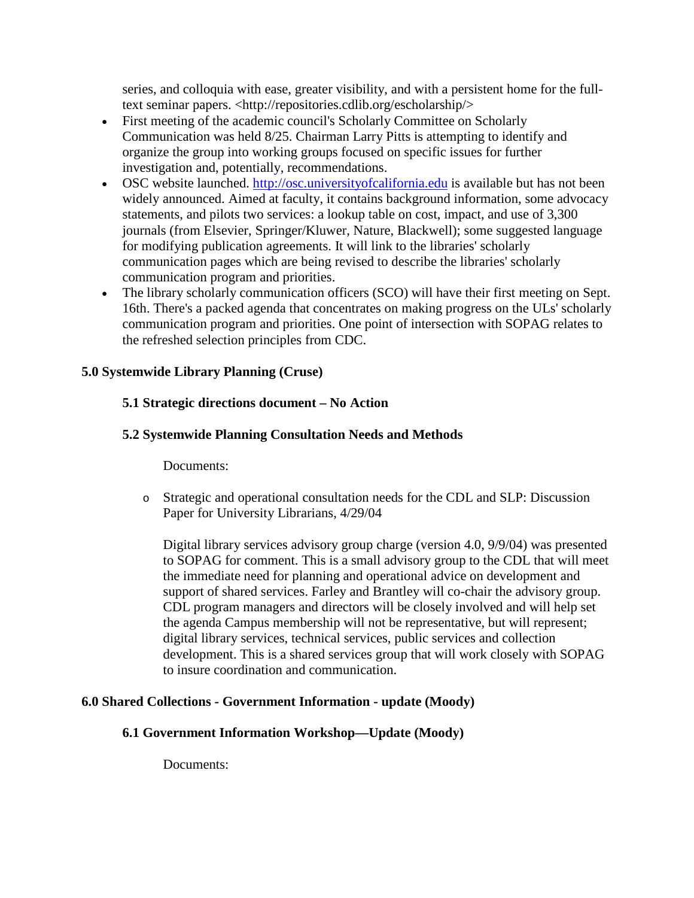series, and colloquia with ease, greater visibility, and with a persistent home for the full-text seminar papers. <http://repositories.cdlib.org/escholarship/>

- First meeting of the academic council's Scholarly Committee on Scholarly Communication was held 8/25. Chairman Larry Pitts is attempting to identify and organize the group into working groups focused on specific issues for further investigation and, potentially, recommendations.
- OSC website launched. http://osc.universityofcalifornia.edu is available but has not been widely announced. Aimed at faculty, it contains background information, some advocacy statements, and pilots two services: a lookup table on cost, impact, and use of 3,300 journals (from Elsevier, Springer/Kluwer, Nature, Blackwell); some suggested language for modifying publication agreements. It will link to the libraries' scholarly communication pages which are being revised to describe the libraries' scholarly communication program and priorities.
- The library scholarly communication officers (SCO) will have their first meeting on Sept. 16th. There's a packed agenda that concentrates on making progress on the ULs' scholarly communication program and priorities. One point of intersection with SOPAG relates to the refreshed selection principles from CDC.

### 5.0 Systemwide Library Planning (Cruse)

#### 5.1 Strategic directions document – No Action

#### 5.2 Systemwide Planning Consultation Needs and Methods

Documents:

- Strategic and operational consultation needs for the CDL and SLP: Discussion Paper for University Librarians, 4/29/04

Digital library services advisory group charge (version 4.0, 9/9/04) was presented to SOPAG for comment. This is a small advisory group to the CDL that will meet the immediate need for planning and operational advice on development and support of shared services. Farley and Brantley will co-chair the advisory group. CDL program managers and directors will be closely involved and will help set the agenda Campus membership will not be representative, but will represent; digital library services, technical services, public services and collection development. This is a shared services group that will work closely with SOPAG to insure coordination and communication.

### 6.0 Shared Collections - Government Information - update (Moody)

#### 6.1 Government Information Workshop—Update (Moody)

Documents: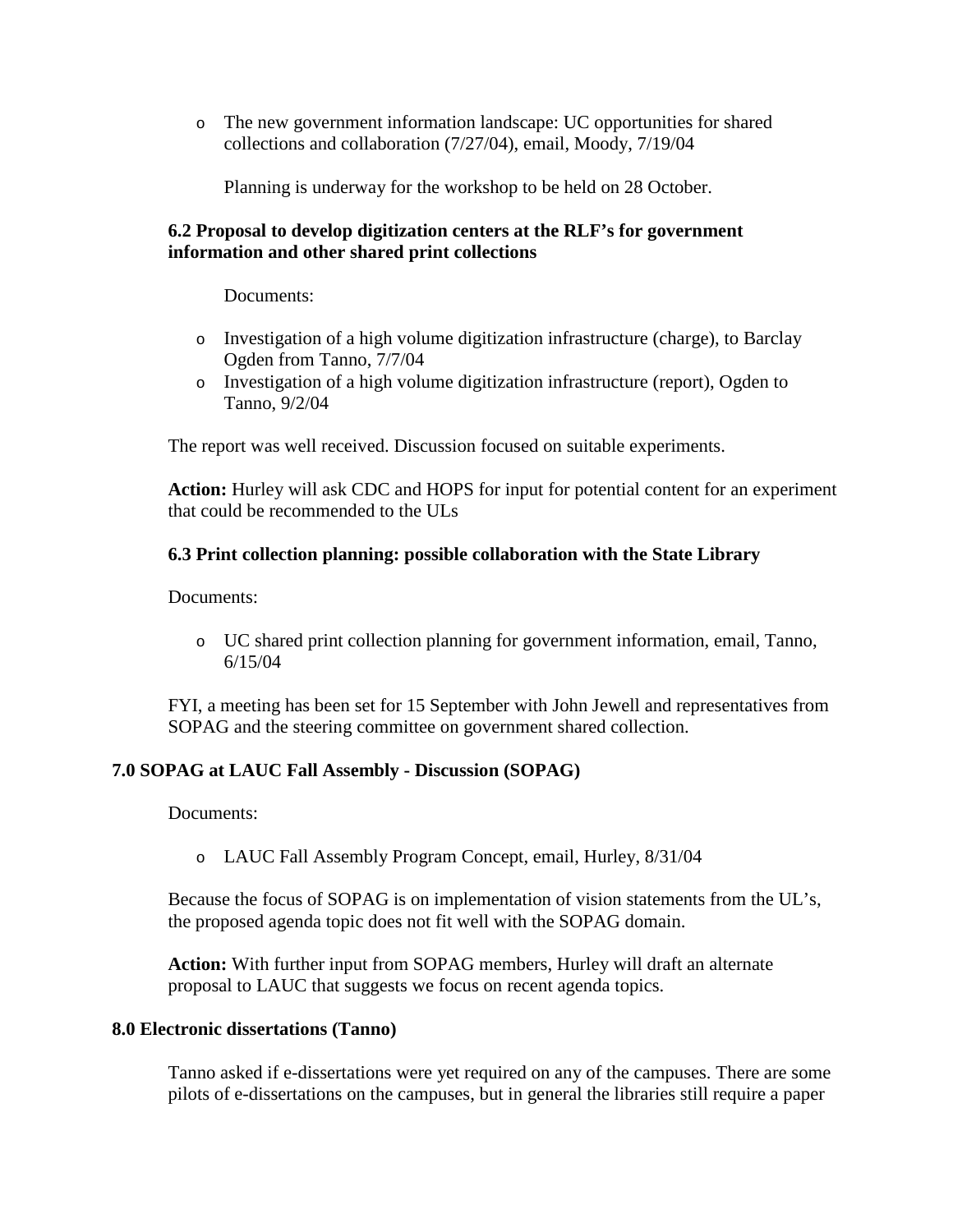- The new government information landscape: UC opportunities for shared collections and collaboration (7/27/04), email, Moody, 7/19/04

  Planning is underway for the workshop to be held on 28 October.

### 6.2 Proposal to develop digitization centers at the RLF's for government information and other shared print collections

Documents:

- Investigation of a high volume digitization infrastructure (charge), to Barclay Ogden from Tanno, 7/7/04
- Investigation of a high volume digitization infrastructure (report), Ogden to Tanno, 9/2/04

The report was well received. Discussion focused on suitable experiments.

**Action:** Hurley will ask CDC and HOPS for input for potential content for an experiment that could be recommended to the ULs

### 6.3 Print collection planning: possible collaboration with the State Library

Documents:

- UC shared print collection planning for government information, email, Tanno, 6/15/04

FYI, a meeting has been set for 15 September with John Jewell and representatives from SOPAG and the steering committee on government shared collection.

## 7.0 SOPAG at LAUC Fall Assembly - Discussion (SOPAG)

Documents:

- LAUC Fall Assembly Program Concept, email, Hurley, 8/31/04

Because the focus of SOPAG is on implementation of vision statements from the UL's, the proposed agenda topic does not fit well with the SOPAG domain.

**Action:** With further input from SOPAG members, Hurley will draft an alternate proposal to LAUC that suggests we focus on recent agenda topics.

## 8.0 Electronic dissertations (Tanno)

Tanno asked if e-dissertations were yet required on any of the campuses. There are some pilots of e-dissertations on the campuses, but in general the libraries still require a paper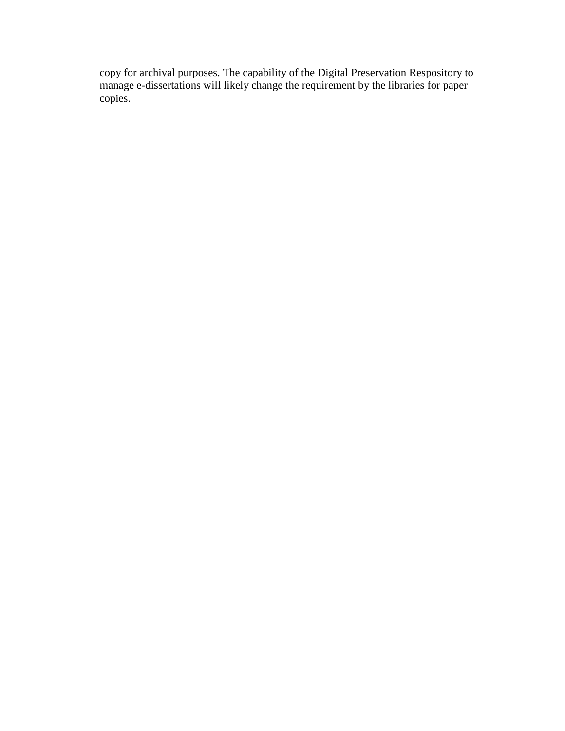copy for archival purposes. The capability of the Digital Preservation Respository to manage e-dissertations will likely change the requirement by the libraries for paper copies.